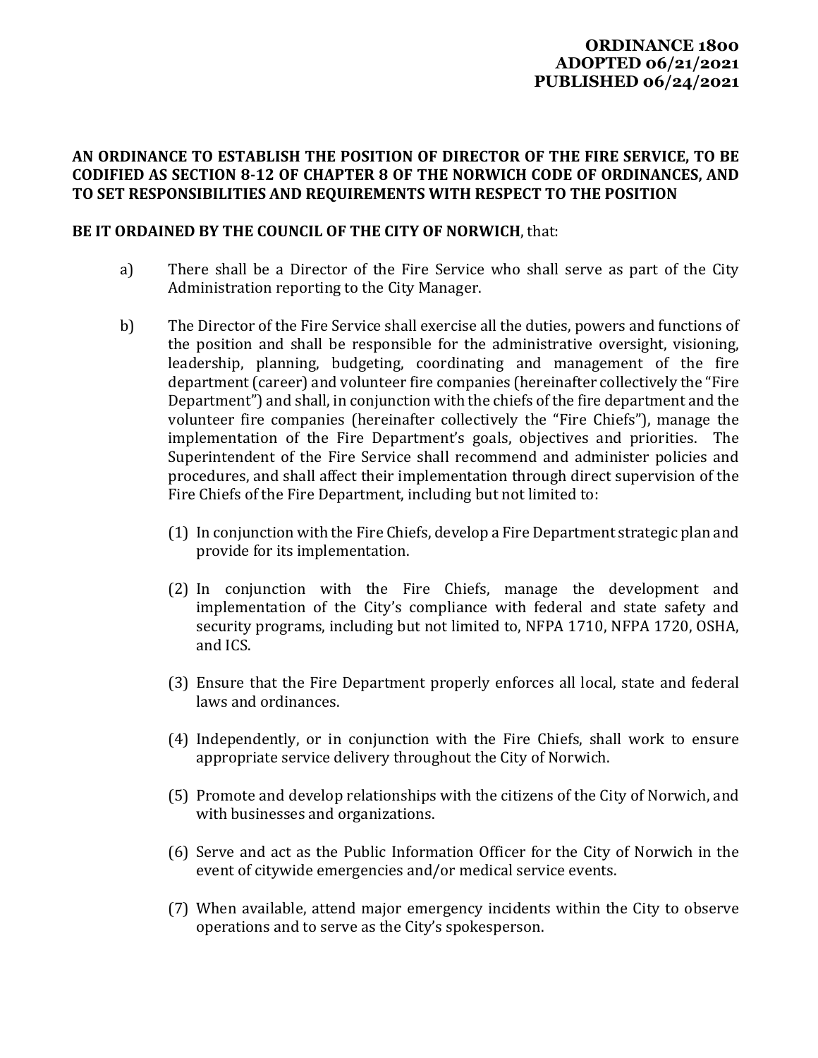**ORDINANCE 1800**
**ADOPTED 06/21/2021**
**PUBLISHED 06/24/2021**

**AN ORDINANCE TO ESTABLISH THE POSITION OF DIRECTOR OF THE FIRE SERVICE, TO BE CODIFIED AS SECTION 8-12 OF CHAPTER 8 OF THE NORWICH CODE OF ORDINANCES, AND TO SET RESPONSIBILITIES AND REQUIREMENTS WITH RESPECT TO THE POSITION**

**BE IT ORDAINED BY THE COUNCIL OF THE CITY OF NORWICH**, that:

a) There shall be a Director of the Fire Service who shall serve as part of the City Administration reporting to the City Manager.

b) The Director of the Fire Service shall exercise all the duties, powers and functions of the position and shall be responsible for the administrative oversight, visioning, leadership, planning, budgeting, coordinating and management of the fire department (career) and volunteer fire companies (hereinafter collectively the "Fire Department") and shall, in conjunction with the chiefs of the fire department and the volunteer fire companies (hereinafter collectively the "Fire Chiefs"), manage the implementation of the Fire Department's goals, objectives and priorities. The Superintendent of the Fire Service shall recommend and administer policies and procedures, and shall affect their implementation through direct supervision of the Fire Chiefs of the Fire Department, including but not limited to:

   (1) In conjunction with the Fire Chiefs, develop a Fire Department strategic plan and provide for its implementation.

   (2) In conjunction with the Fire Chiefs, manage the development and implementation of the City's compliance with federal and state safety and security programs, including but not limited to, NFPA 1710, NFPA 1720, OSHA, and ICS.

   (3) Ensure that the Fire Department properly enforces all local, state and federal laws and ordinances.

   (4) Independently, or in conjunction with the Fire Chiefs, shall work to ensure appropriate service delivery throughout the City of Norwich.

   (5) Promote and develop relationships with the citizens of the City of Norwich, and with businesses and organizations.

   (6) Serve and act as the Public Information Officer for the City of Norwich in the event of citywide emergencies and/or medical service events.

   (7) When available, attend major emergency incidents within the City to observe operations and to serve as the City's spokesperson.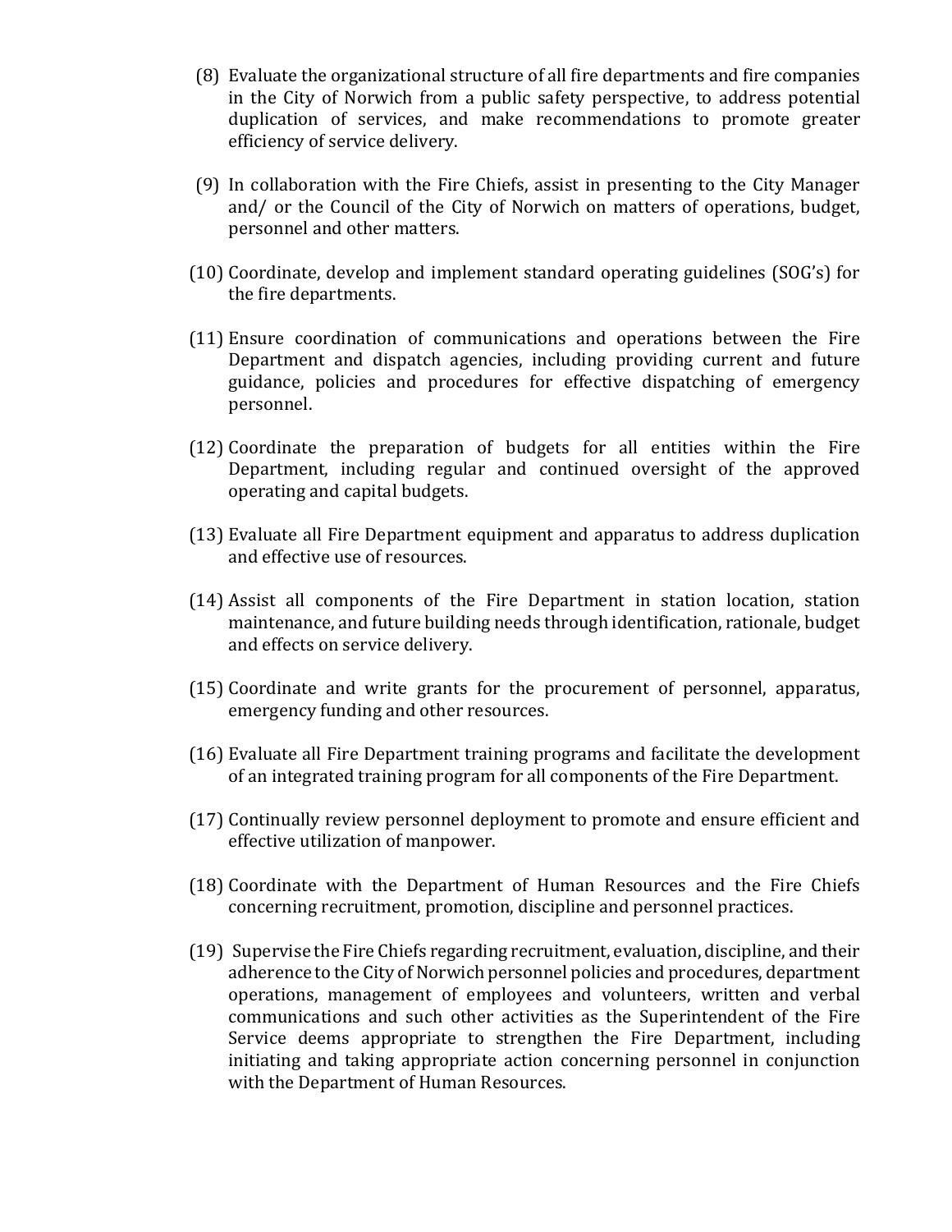(8) Evaluate the organizational structure of all fire departments and fire companies in the City of Norwich from a public safety perspective, to address potential duplication of services, and make recommendations to promote greater efficiency of service delivery.

(9) In collaboration with the Fire Chiefs, assist in presenting to the City Manager and/ or the Council of the City of Norwich on matters of operations, budget, personnel and other matters.

(10) Coordinate, develop and implement standard operating guidelines (SOG's) for the fire departments.

(11) Ensure coordination of communications and operations between the Fire Department and dispatch agencies, including providing current and future guidance, policies and procedures for effective dispatching of emergency personnel.

(12) Coordinate the preparation of budgets for all entities within the Fire Department, including regular and continued oversight of the approved operating and capital budgets.

(13) Evaluate all Fire Department equipment and apparatus to address duplication and effective use of resources.

(14) Assist all components of the Fire Department in station location, station maintenance, and future building needs through identification, rationale, budget and effects on service delivery.

(15) Coordinate and write grants for the procurement of personnel, apparatus, emergency funding and other resources.

(16) Evaluate all Fire Department training programs and facilitate the development of an integrated training program for all components of the Fire Department.

(17) Continually review personnel deployment to promote and ensure efficient and effective utilization of manpower.

(18) Coordinate with the Department of Human Resources and the Fire Chiefs concerning recruitment, promotion, discipline and personnel practices.

(19) Supervise the Fire Chiefs regarding recruitment, evaluation, discipline, and their adherence to the City of Norwich personnel policies and procedures, department operations, management of employees and volunteers, written and verbal communications and such other activities as the Superintendent of the Fire Service deems appropriate to strengthen the Fire Department, including initiating and taking appropriate action concerning personnel in conjunction with the Department of Human Resources.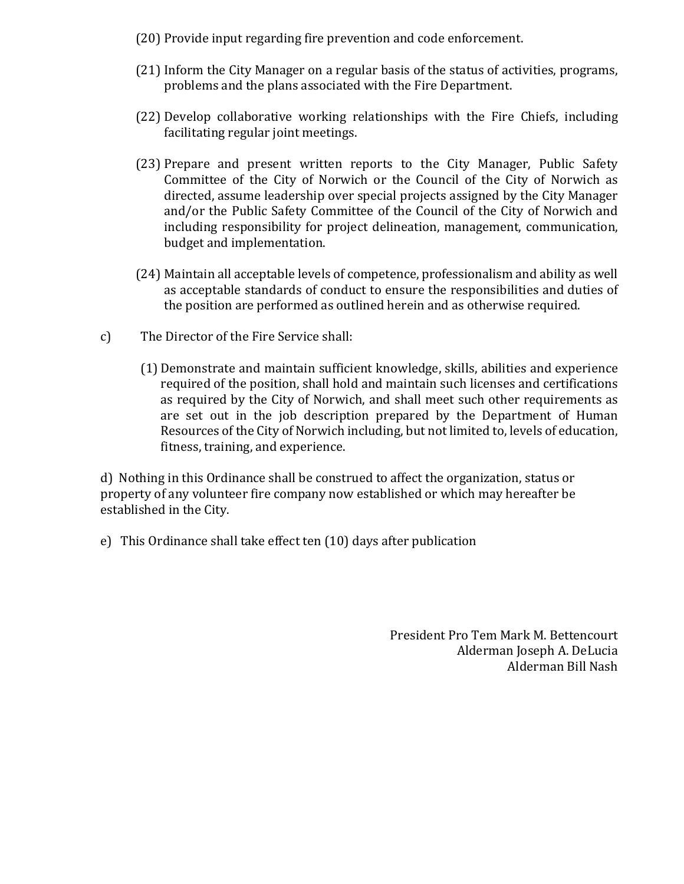(20) Provide input regarding fire prevention and code enforcement.

(21) Inform the City Manager on a regular basis of the status of activities, programs, problems and the plans associated with the Fire Department.

(22) Develop collaborative working relationships with the Fire Chiefs, including facilitating regular joint meetings.

(23) Prepare and present written reports to the City Manager, Public Safety Committee of the City of Norwich or the Council of the City of Norwich as directed, assume leadership over special projects assigned by the City Manager and/or the Public Safety Committee of the Council of the City of Norwich and including responsibility for project delineation, management, communication, budget and implementation.

(24) Maintain all acceptable levels of competence, professionalism and ability as well as acceptable standards of conduct to ensure the responsibilities and duties of the position are performed as outlined herein and as otherwise required.

c) The Director of the Fire Service shall:

(1) Demonstrate and maintain sufficient knowledge, skills, abilities and experience required of the position, shall hold and maintain such licenses and certifications as required by the City of Norwich, and shall meet such other requirements as are set out in the job description prepared by the Department of Human Resources of the City of Norwich including, but not limited to, levels of education, fitness, training, and experience.

d) Nothing in this Ordinance shall be construed to affect the organization, status or property of any volunteer fire company now established or which may hereafter be established in the City.

e) This Ordinance shall take effect ten (10) days after publication

President Pro Tem Mark M. Bettencourt
Alderman Joseph A. DeLucia
Alderman Bill Nash